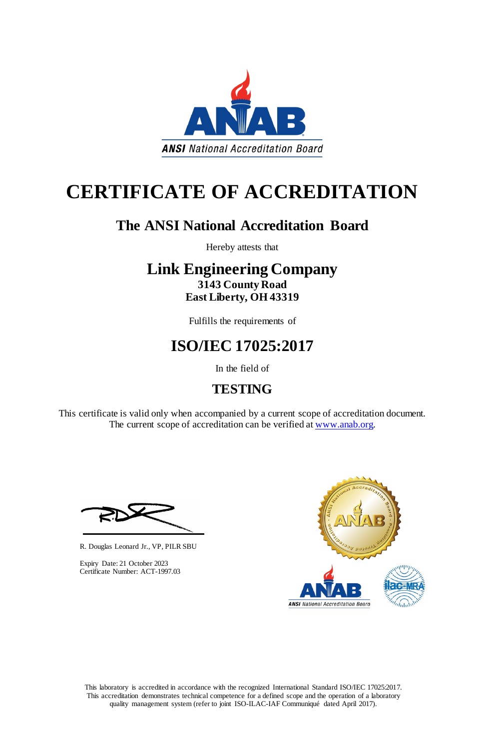ANSI National Accreditation Board

# CERTIFICATE OF ACCREDITATION

## The ANSI National Accreditation Board

Hereby attests that

## Link Engineering Company

**3143 County Road**
**East Liberty, OH 43319**

Fulfills the requirements of

## ISO/IEC 17025:2017

In the field of

## TESTING

This certificate is valid only when accompanied by a current scope of accreditation document.
The current scope of accreditation can be verified at [www.anab.org](www.anab.org).

R. Douglas Leonard Jr., VP, PILR SBU

Expiry Date: 21 October 2023
Certificate Number: ACT-1997.03

This laboratory is accredited in accordance with the recognized International Standard ISO/IEC 17025:2017.
This accreditation demonstrates technical competence for a defined scope and the operation of a laboratory quality management system (refer to joint ISO-ILAC-IAF Communiqué dated April 2017).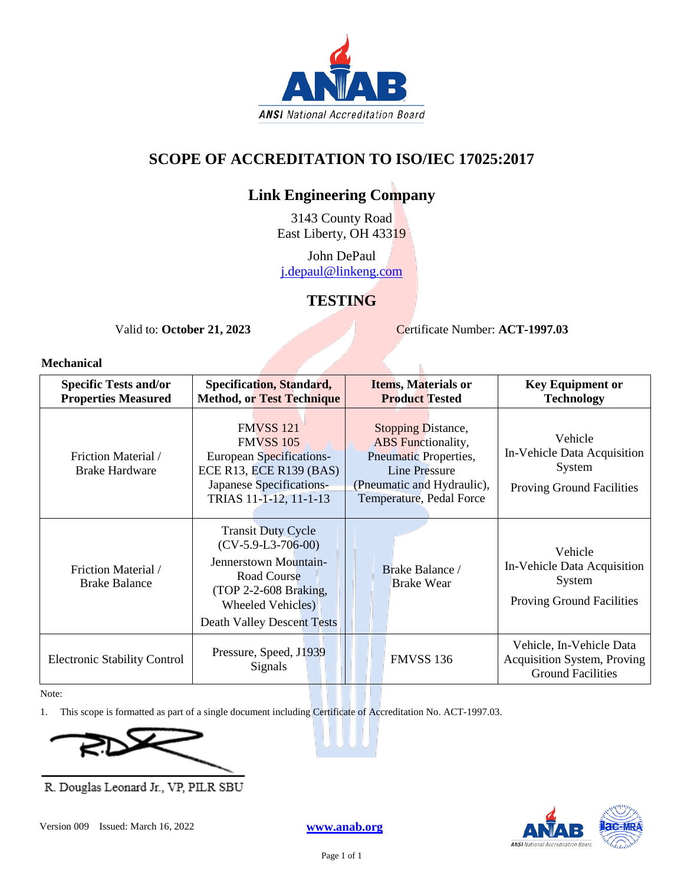# SCOPE OF ACCREDITATION TO ISO/IEC 17025:2017

## Link Engineering Company

3143 County Road
East Liberty, OH 43319

John DePaul
j.depaul@linkeng.com

## TESTING

Valid to: **October 21, 2023** Certificate Number: **ACT-1997.03**

### Mechanical

| Specific Tests and/or Properties Measured | Specification, Standard, Method, or Test Technique | Items, Materials or Product Tested | Key Equipment or Technology |
|---|---|---|---|
| Friction Material / Brake Hardware | FMVSS 121<br>FMVSS 105<br>European Specifications- ECE R13, ECE R139 (BAS)<br>Japanese Specifications- TRIAS 11-1-12, 11-1-13 | Stopping Distance, ABS Functionality, Pneumatic Properties, Line Pressure (Pneumatic and Hydraulic), Temperature, Pedal Force | Vehicle<br>In-Vehicle Data Acquisition System<br>Proving Ground Facilities |
| Friction Material / Brake Balance | Transit Duty Cycle (CV-5.9-L3-706-00)<br>Jennerstown Mountain-Road Course (TOP 2-2-608 Braking, Wheeled Vehicles)<br>Death Valley Descent Tests | Brake Balance / Brake Wear | Vehicle<br>In-Vehicle Data Acquisition System<br>Proving Ground Facilities |
| Electronic Stability Control | Pressure, Speed, J1939 Signals | FMVSS 136 | Vehicle, In-Vehicle Data Acquisition System, Proving Ground Facilities |

Note:

1. This scope is formatted as part of a single document including Certificate of Accreditation No. ACT-1997.03.

R. Douglas Leonard Jr., VP, PILR SBU

Version 009 Issued: March 16, 2022

www.anab.org